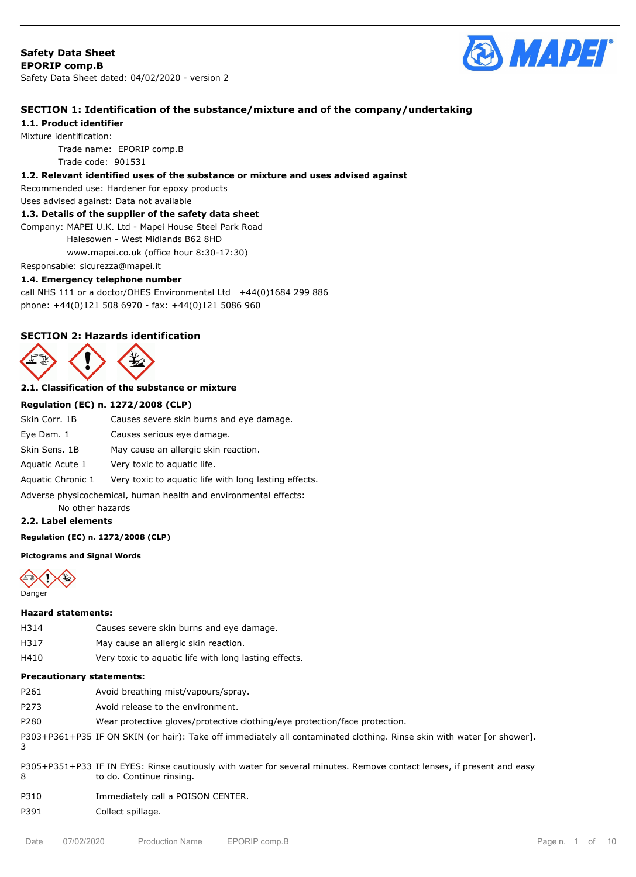**Safety Data Sheet**
**EPORIP comp.B**
Safety Data Sheet dated: 04/02/2020 - version 2

## SECTION 1: Identification of the substance/mixture and of the company/undertaking

### 1.1. Product identifier

Mixture identification:

Trade name: EPORIP comp.B
Trade code: 901531

### 1.2. Relevant identified uses of the substance or mixture and uses advised against

Recommended use: Hardener for epoxy products
Uses advised against: Data not available

### 1.3. Details of the supplier of the safety data sheet

Company: MAPEI U.K. Ltd - Mapei House Steel Park Road
Halesowen - West Midlands B62 8HD
www.mapei.co.uk (office hour 8:30-17:30)

Responsable: sicurezza@mapei.it

### 1.4. Emergency telephone number

call NHS 111 or a doctor/OHES Environmental Ltd +44(0)1684 299 886
phone: +44(0)121 508 6970 - fax: +44(0)121 5086 960

## SECTION 2: Hazards identification

### 2.1. Classification of the substance or mixture

**Regulation (EC) n. 1272/2008 (CLP)**

| | |
|---|---|
| Skin Corr. 1B | Causes severe skin burns and eye damage. |
| Eye Dam. 1 | Causes serious eye damage. |
| Skin Sens. 1B | May cause an allergic skin reaction. |
| Aquatic Acute 1 | Very toxic to aquatic life. |
| Aquatic Chronic 1 | Very toxic to aquatic life with long lasting effects. |

Adverse physicochemical, human health and environmental effects:
No other hazards

### 2.2. Label elements

**Regulation (EC) n. 1272/2008 (CLP)**

**Pictograms and Signal Words**

Danger

**Hazard statements:**

| | |
|---|---|
| H314 | Causes severe skin burns and eye damage. |
| H317 | May cause an allergic skin reaction. |
| H410 | Very toxic to aquatic life with long lasting effects. |

**Precautionary statements:**

| | |
|---|---|
| P261 | Avoid breathing mist/vapours/spray. |
| P273 | Avoid release to the environment. |
| P280 | Wear protective gloves/protective clothing/eye protection/face protection. |
| P303+P361+P353 | IF ON SKIN (or hair): Take off immediately all contaminated clothing. Rinse skin with water [or shower]. |
| P305+P351+P338 | IF IN EYES: Rinse cautiously with water for several minutes. Remove contact lenses, if present and easy to do. Continue rinsing. |
| P310 | Immediately call a POISON CENTER. |
| P391 | Collect spillage. |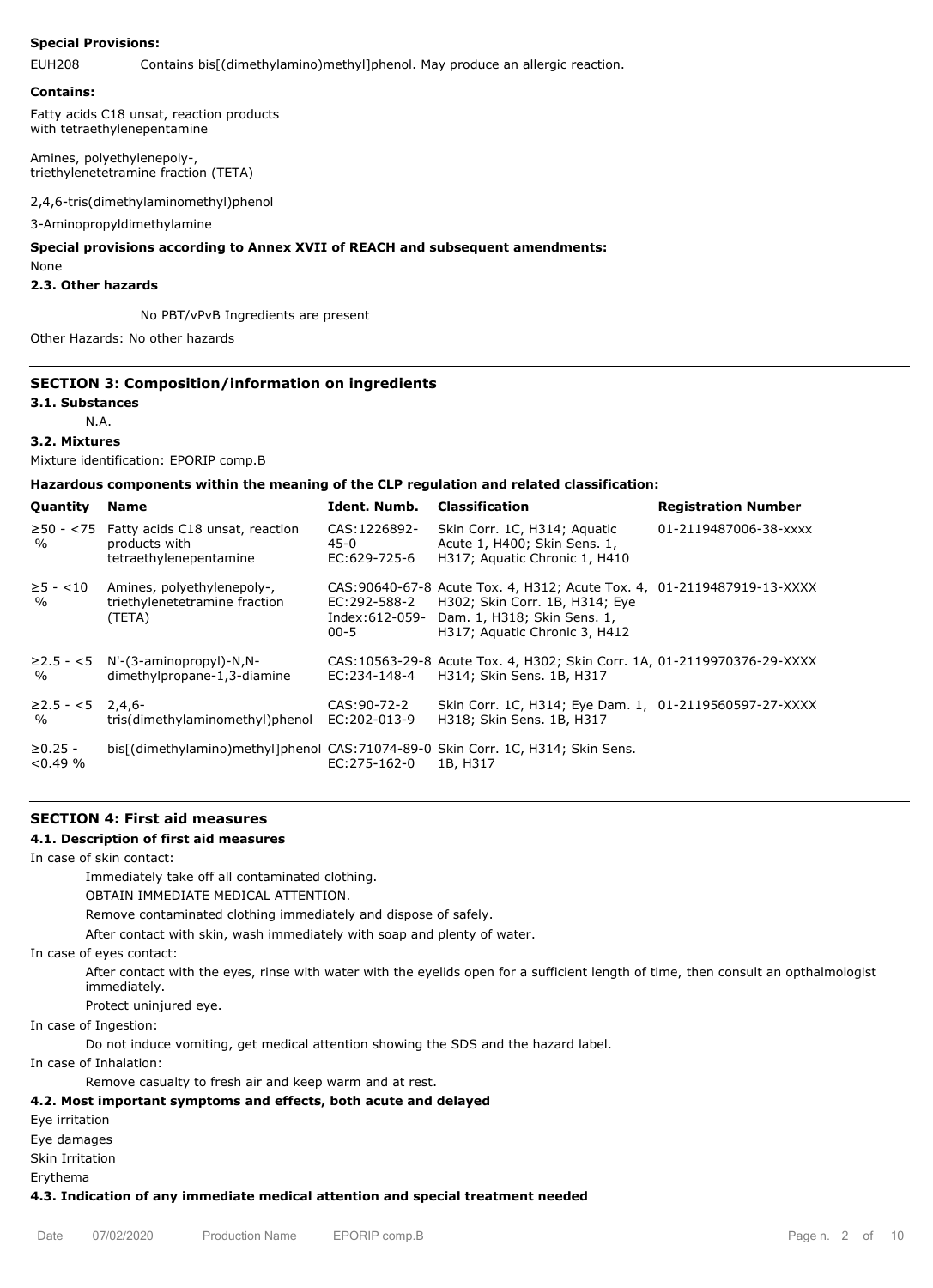**Special Provisions:**

EUH208 Contains bis[(dimethylamino)methyl]phenol. May produce an allergic reaction.

**Contains:**

Fatty acids C18 unsat, reaction products with tetraethylenepentamine

Amines, polyethylenepoly-, triethylenetetramine fraction (TETA)

2,4,6-tris(dimethylaminomethyl)phenol

3-Aminopropyldimethylamine

**Special provisions according to Annex XVII of REACH and subsequent amendments:**

None

**2.3. Other hazards**

No PBT/vPvB Ingredients are present

Other Hazards: No other hazards

## SECTION 3: Composition/information on ingredients

**3.1. Substances**

N.A.

**3.2. Mixtures**

Mixture identification: EPORIP comp.B

**Hazardous components within the meaning of the CLP regulation and related classification:**

| Quantity | Name | Ident. Numb. | Classification | Registration Number |
|---|---|---|---|---|
| ≥50 - <75 % | Fatty acids C18 unsat, reaction products with tetraethylenepentamine | CAS:1226892-45-0 EC:629-725-6 | Skin Corr. 1C, H314; Aquatic Acute 1, H400; Skin Sens. 1, H317; Aquatic Chronic 1, H410 | 01-2119487006-38-xxxx |
| ≥5 - <10 % | Amines, polyethylenepoly-, triethylenetetramine fraction (TETA) | CAS:90640-67-8 EC:292-588-2 Index:612-059-00-5 | Acute Tox. 4, H312; Acute Tox. 4, H302; Skin Corr. 1B, H314; Eye Dam. 1, H318; Skin Sens. 1, H317; Aquatic Chronic 3, H412 | 01-2119487919-13-XXXX |
| ≥2.5 - <5 % | N'-(3-aminopropyl)-N,N-dimethylpropane-1,3-diamine | CAS:10563-29-8 EC:234-148-4 | Acute Tox. 4, H302; Skin Corr. 1A, H314; Skin Sens. 1B, H317 | 01-2119970376-29-XXXX |
| ≥2.5 - <5 % | 2,4,6-tris(dimethylaminomethyl)phenol | CAS:90-72-2 EC:202-013-9 | Skin Corr. 1C, H314; Eye Dam. 1, H318; Skin Sens. 1B, H317 | 01-2119560597-27-XXXX |
| ≥0.25 - <0.49 % | bis[(dimethylamino)methyl]phenol | CAS:71074-89-0 EC:275-162-0 | Skin Corr. 1C, H314; Skin Sens. 1B, H317 | |

## SECTION 4: First aid measures

**4.1. Description of first aid measures**

In case of skin contact:

Immediately take off all contaminated clothing.

OBTAIN IMMEDIATE MEDICAL ATTENTION.

Remove contaminated clothing immediately and dispose of safely.

After contact with skin, wash immediately with soap and plenty of water.

In case of eyes contact:

After contact with the eyes, rinse with water with the eyelids open for a sufficient length of time, then consult an opthalmologist immediately.

Protect uninjured eye.

In case of Ingestion:

Do not induce vomiting, get medical attention showing the SDS and the hazard label.

In case of Inhalation:

Remove casualty to fresh air and keep warm and at rest.

**4.2. Most important symptoms and effects, both acute and delayed**

Eye irritation

Eye damages

Skin Irritation

Erythema

**4.3. Indication of any immediate medical attention and special treatment needed**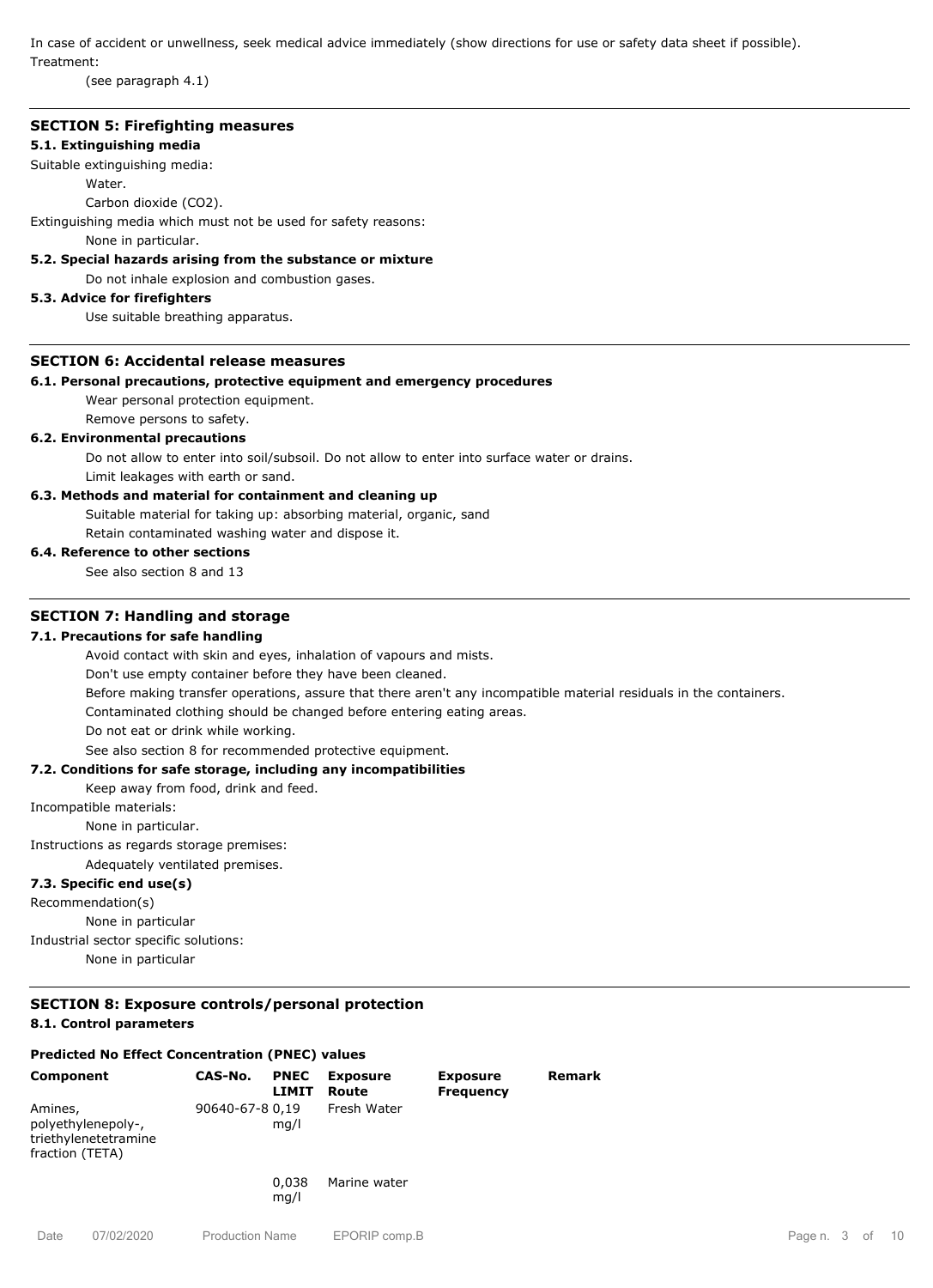In case of accident or unwellness, seek medical advice immediately (show directions for use or safety data sheet if possible).

Treatment:

(see paragraph 4.1)

## SECTION 5: Firefighting measures

### 5.1. Extinguishing media

Suitable extinguishing media:

Water.

Carbon dioxide ($CO_2$).

Extinguishing media which must not be used for safety reasons:

None in particular.

### 5.2. Special hazards arising from the substance or mixture

Do not inhale explosion and combustion gases.

### 5.3. Advice for firefighters

Use suitable breathing apparatus.

## SECTION 6: Accidental release measures

### 6.1. Personal precautions, protective equipment and emergency procedures

Wear personal protection equipment.

Remove persons to safety.

### 6.2. Environmental precautions

Do not allow to enter into soil/subsoil. Do not allow to enter into surface water or drains.

Limit leakages with earth or sand.

### 6.3. Methods and material for containment and cleaning up

Suitable material for taking up: absorbing material, organic, sand

Retain contaminated washing water and dispose it.

### 6.4. Reference to other sections

See also section 8 and 13

## SECTION 7: Handling and storage

### 7.1. Precautions for safe handling

Avoid contact with skin and eyes, inhalation of vapours and mists.

Don't use empty container before they have been cleaned.

Before making transfer operations, assure that there aren't any incompatible material residuals in the containers.

Contaminated clothing should be changed before entering eating areas.

Do not eat or drink while working.

See also section 8 for recommended protective equipment.

### 7.2. Conditions for safe storage, including any incompatibilities

Keep away from food, drink and feed.

Incompatible materials:

None in particular.

Instructions as regards storage premises:

Adequately ventilated premises.

### 7.3. Specific end use(s)

Recommendation(s)

None in particular

Industrial sector specific solutions:

None in particular

## SECTION 8: Exposure controls/personal protection

### 8.1. Control parameters

**Predicted No Effect Concentration (PNEC) values**

| Component | CAS-No. | PNEC LIMIT | Exposure Route | Exposure Frequency | Remark |
|---|---|---|---|---|---|
| Amines, polyethylenepoly-, triethylenetetramine fraction (TETA) | 90640-67-8 | 0,19 mg/l | Fresh Water | | |
| | | 0,038 mg/l | Marine water | | |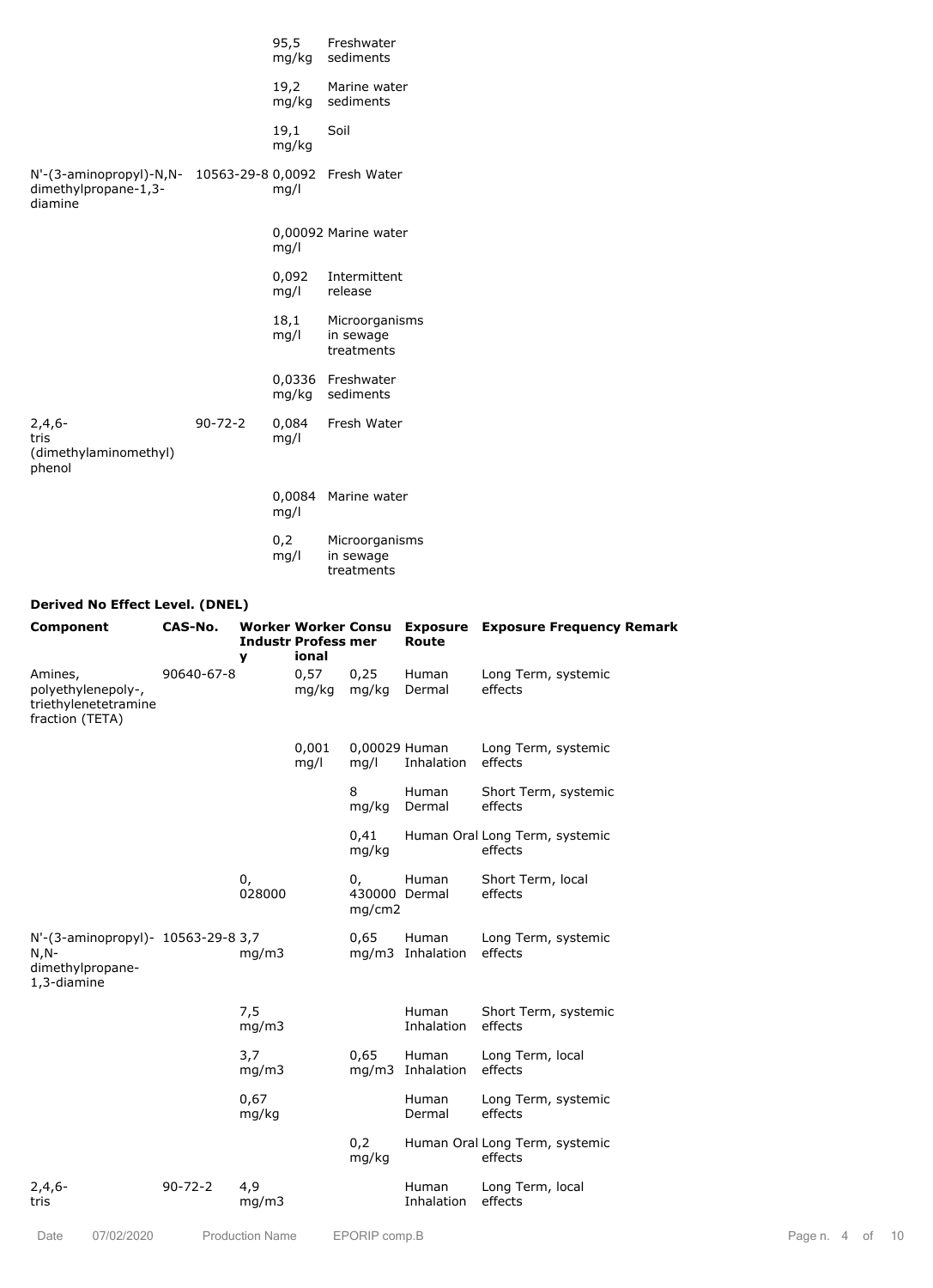| | | | |
|---|---|---|---|
| | | 95,5 mg/kg | Freshwater sediments |
| | | 19,2 mg/kg | Marine water sediments |
| | | 19,1 mg/kg | Soil |
| N'-(3-aminopropyl)-N,N-dimethylpropane-1,3-diamine | 10563-29-8 | 0,0092 mg/l | Fresh Water |
| | | 0,00092 mg/l | Marine water |
| | | 0,092 mg/l | Intermittent release |
| | | 18,1 mg/l | Microorganisms in sewage treatments |
| | | 0,0336 mg/kg | Freshwater sediments |
| 2,4,6-tris (dimethylaminomethyl) phenol | 90-72-2 | 0,084 mg/l | Fresh Water |
| | | 0,0084 mg/l | Marine water |
| | | 0,2 mg/l | Microorganisms in sewage treatments |

**Derived No Effect Level. (DNEL)**

| Component | CAS-No. | Worker Industry | Worker Professional | Consumer | Exposure Route | Exposure Frequency | Remark |
|---|---|---|---|---|---|---|---|
| Amines, polyethylenepoly-, triethylenetetramine fraction (TETA) | 90640-67-8 | | 0,57 mg/kg | 0,25 mg/kg | Human Dermal | Long Term, systemic effects | |
| | | | 0,001 mg/l | 0,00029 mg/l | Human Inhalation | Long Term, systemic effects | |
| | | | | 8 mg/kg | Human Dermal | Short Term, systemic effects | |
| | | | | 0,41 mg/kg | Human Oral | Long Term, systemic effects | |
| | | 0, 028000 | | 0, 430000 mg/cm2 | Human Dermal | Short Term, local effects | |
| N'-(3-aminopropyl)-N,N-dimethylpropane-1,3-diamine | 10563-29-8 | 3,7 mg/m3 | | 0,65 mg/m3 | Human Inhalation | Long Term, systemic effects | |
| | | 7,5 mg/m3 | | | Human Inhalation | Short Term, systemic effects | |
| | | 3,7 mg/m3 | | 0,65 mg/m3 | Human Inhalation | Long Term, local effects | |
| | | 0,67 mg/kg | | | Human Dermal | Long Term, systemic effects | |
| | | | | 0,2 mg/kg | Human Oral | Long Term, systemic effects | |
| 2,4,6-tris | 90-72-2 | 4,9 mg/m3 | | | Human Inhalation | Long Term, local effects | |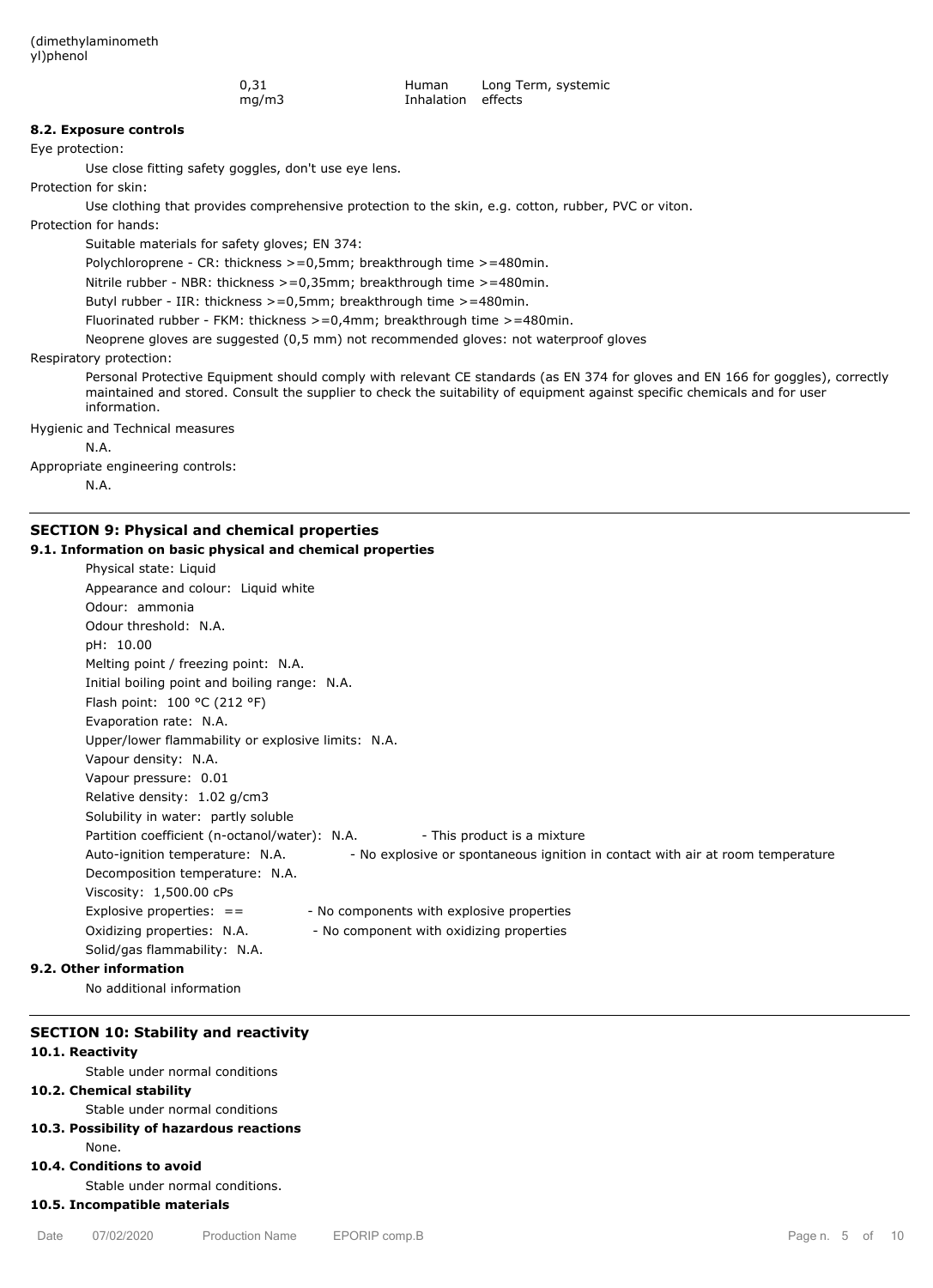(dimethylaminomethyl)phenol

| | | | |
|---|---|---|---|
| | 0,31 mg/m3 | Human Inhalation | Long Term, systemic effects |

**8.2. Exposure controls**

Eye protection:

Use close fitting safety goggles, don't use eye lens.

Protection for skin:

Use clothing that provides comprehensive protection to the skin, e.g. cotton, rubber, PVC or viton.

Protection for hands:

Suitable materials for safety gloves; EN 374:

Polychloroprene - CR: thickness >=0,5mm; breakthrough time >=480min.

Nitrile rubber - NBR: thickness >=0,35mm; breakthrough time >=480min.

Butyl rubber - IIR: thickness >=0,5mm; breakthrough time >=480min.

Fluorinated rubber - FKM: thickness >=0,4mm; breakthrough time >=480min.

Neoprene gloves are suggested (0,5 mm) not recommended gloves: not waterproof gloves

Respiratory protection:

Personal Protective Equipment should comply with relevant CE standards (as EN 374 for gloves and EN 166 for goggles), correctly maintained and stored. Consult the supplier to check the suitability of equipment against specific chemicals and for user information.

Hygienic and Technical measures

N.A.

Appropriate engineering controls:

N.A.

## SECTION 9: Physical and chemical properties

**9.1. Information on basic physical and chemical properties**

Physical state: Liquid

Appearance and colour: Liquid white

Odour: ammonia

Odour threshold: N.A.

pH: 10.00

Melting point / freezing point: N.A.

Initial boiling point and boiling range: N.A.

Flash point: 100 °C (212 °F)

Evaporation rate: N.A.

Upper/lower flammability or explosive limits: N.A.

Vapour density: N.A.

Vapour pressure: 0.01

Relative density: 1.02 g/cm3

Solubility in water: partly soluble

Partition coefficient (n-octanol/water): N.A. - This product is a mixture

Auto-ignition temperature: N.A. - No explosive or spontaneous ignition in contact with air at room temperature

Decomposition temperature: N.A.

Viscosity: 1,500.00 cPs

Explosive properties: == - No components with explosive properties

Oxidizing properties: N.A. - No component with oxidizing properties

Solid/gas flammability: N.A.

**9.2. Other information**

No additional information

## SECTION 10: Stability and reactivity

**10.1. Reactivity**

Stable under normal conditions

**10.2. Chemical stability**

Stable under normal conditions

**10.3. Possibility of hazardous reactions**

None.

**10.4. Conditions to avoid**

Stable under normal conditions.

**10.5. Incompatible materials**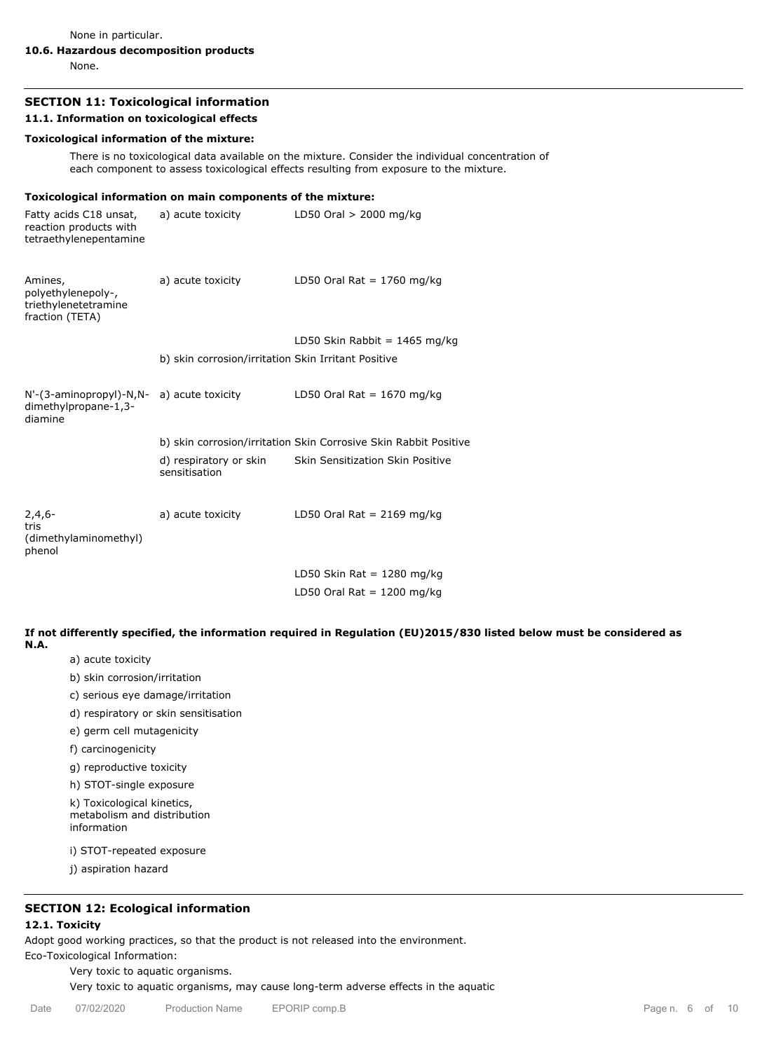None in particular.

**10.6. Hazardous decomposition products**

None.

## SECTION 11: Toxicological information

### 11.1. Information on toxicological effects

**Toxicological information of the mixture:**

There is no toxicological data available on the mixture. Consider the individual concentration of each component to assess toxicological effects resulting from exposure to the mixture.

**Toxicological information on main components of the mixture:**

| Component | Effect | Value |
|---|---|---|
| Fatty acids C18 unsat, reaction products with tetraethylenepentamine | a) acute toxicity | LD50 Oral > 2000 mg/kg |
| Amines, polyethylenepoly-, triethylenetetramine fraction (TETA) | a) acute toxicity | LD50 Oral Rat = 1760 mg/kg |
| | | LD50 Skin Rabbit = 1465 mg/kg |
| | b) skin corrosion/irritation | Skin Irritant Positive |
| N'-(3-aminopropyl)-N,N-dimethylpropane-1,3-diamine | a) acute toxicity | LD50 Oral Rat = 1670 mg/kg |
| | b) skin corrosion/irritation | Skin Corrosive Skin Rabbit Positive |
| | d) respiratory or skin sensitisation | Skin Sensitization Skin Positive |
| 2,4,6-tris (dimethylaminomethyl) phenol | a) acute toxicity | LD50 Oral Rat = 2169 mg/kg |
| | | LD50 Skin Rat = 1280 mg/kg |
| | | LD50 Oral Rat = 1200 mg/kg |

**If not differently specified, the information required in Regulation (EU)2015/830 listed below must be considered as N.A.**

- a) acute toxicity
- b) skin corrosion/irritation
- c) serious eye damage/irritation
- d) respiratory or skin sensitisation
- e) germ cell mutagenicity
- f) carcinogenicity
- g) reproductive toxicity
- h) STOT-single exposure
- k) Toxicological kinetics, metabolism and distribution information
- i) STOT-repeated exposure
- j) aspiration hazard

## SECTION 12: Ecological information

### 12.1. Toxicity

Adopt good working practices, so that the product is not released into the environment.

Eco-Toxicological Information:

Very toxic to aquatic organisms.

Very toxic to aquatic organisms, may cause long-term adverse effects in the aquatic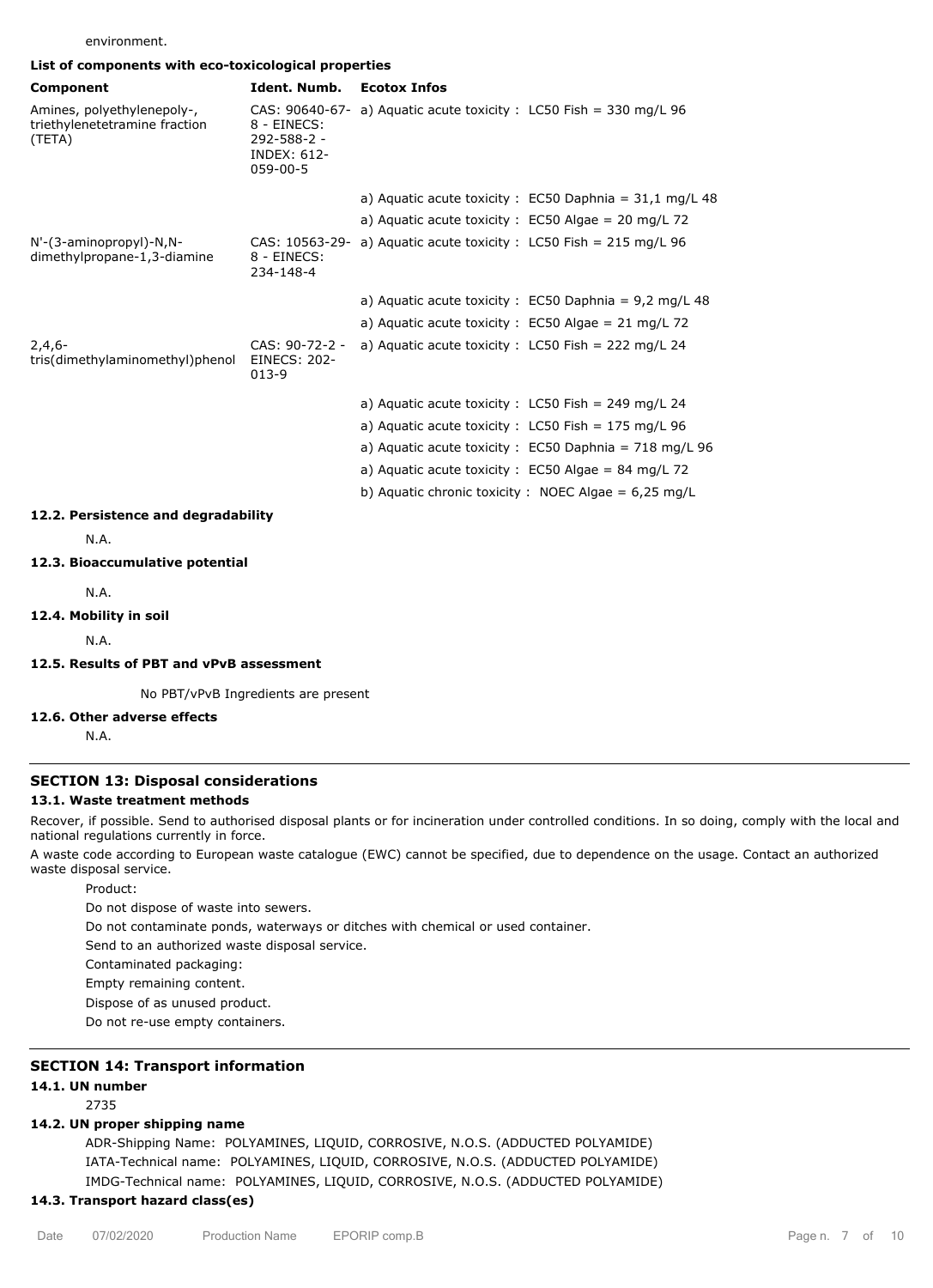environment.

**List of components with eco-toxicological properties**

| Component | Ident. Numb. | Ecotox Infos |
|---|---|---|
| Amines, polyethylenepoly-, triethylenetetramine fraction (TETA) | CAS: 90640-67-8 - EINECS: 292-588-2 - INDEX: 612-059-00-5 | a) Aquatic acute toxicity : LC50 Fish = 330 mg/L 96 |
| | | a) Aquatic acute toxicity : EC50 Daphnia = 31,1 mg/L 48 |
| | | a) Aquatic acute toxicity : EC50 Algae = 20 mg/L 72 |
| N'-(3-aminopropyl)-N,N-dimethylpropane-1,3-diamine | CAS: 10563-29-8 - EINECS: 234-148-4 | a) Aquatic acute toxicity : LC50 Fish = 215 mg/L 96 |
| | | a) Aquatic acute toxicity : EC50 Daphnia = 9,2 mg/L 48 |
| | | a) Aquatic acute toxicity : EC50 Algae = 21 mg/L 72 |
| 2,4,6-tris(dimethylaminomethyl)phenol | CAS: 90-72-2 - EINECS: 202-013-9 | a) Aquatic acute toxicity : LC50 Fish = 222 mg/L 24 |
| | | a) Aquatic acute toxicity : LC50 Fish = 249 mg/L 24 |
| | | a) Aquatic acute toxicity : LC50 Fish = 175 mg/L 96 |
| | | a) Aquatic acute toxicity : EC50 Daphnia = 718 mg/L 96 |
| | | a) Aquatic acute toxicity : EC50 Algae = 84 mg/L 72 |
| | | b) Aquatic chronic toxicity : NOEC Algae = 6,25 mg/L |

**12.2. Persistence and degradability**

N.A.

**12.3. Bioaccumulative potential**

N.A.

**12.4. Mobility in soil**

N.A.

**12.5. Results of PBT and vPvB assessment**

No PBT/vPvB Ingredients are present

**12.6. Other adverse effects**

N.A.

## SECTION 13: Disposal considerations

**13.1. Waste treatment methods**

Recover, if possible. Send to authorised disposal plants or for incineration under controlled conditions. In so doing, comply with the local and national regulations currently in force.

A waste code according to European waste catalogue (EWC) cannot be specified, due to dependence on the usage. Contact an authorized waste disposal service.

Product:

Do not dispose of waste into sewers.

Do not contaminate ponds, waterways or ditches with chemical or used container.

Send to an authorized waste disposal service.

Contaminated packaging:

Empty remaining content.

Dispose of as unused product.

Do not re-use empty containers.

## SECTION 14: Transport information

**14.1. UN number**

2735

**14.2. UN proper shipping name**

ADR-Shipping Name: POLYAMINES, LIQUID, CORROSIVE, N.O.S. (ADDUCTED POLYAMIDE)

IATA-Technical name: POLYAMINES, LIQUID, CORROSIVE, N.O.S. (ADDUCTED POLYAMIDE)

IMDG-Technical name: POLYAMINES, LIQUID, CORROSIVE, N.O.S. (ADDUCTED POLYAMIDE)

**14.3. Transport hazard class(es)**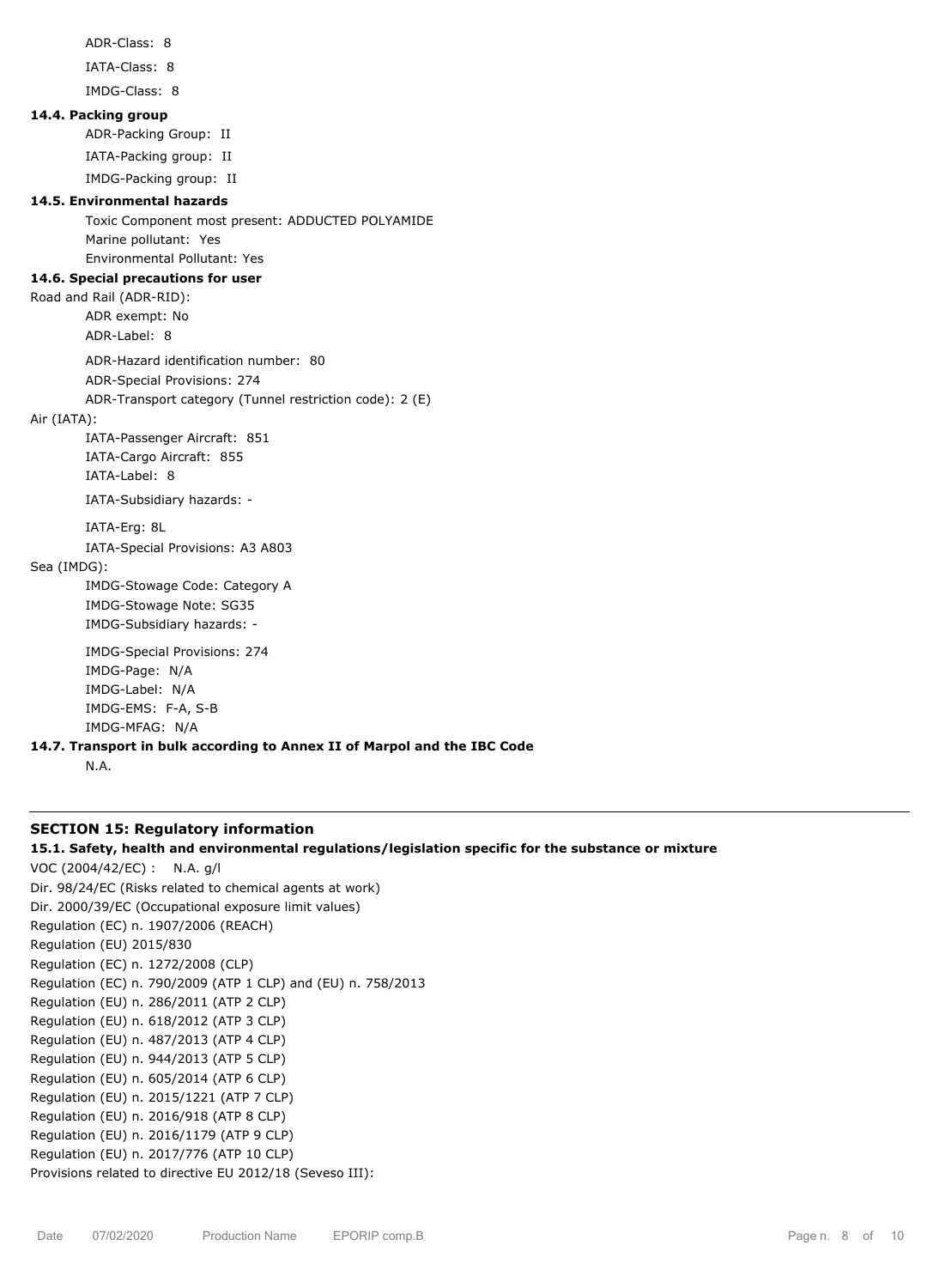ADR-Class: 8

IATA-Class: 8

IMDG-Class: 8

**14.4. Packing group**

ADR-Packing Group: II

IATA-Packing group: II

IMDG-Packing group: II

**14.5. Environmental hazards**

Toxic Component most present: ADDUCTED POLYAMIDE

Marine pollutant: Yes

Environmental Pollutant: Yes

**14.6. Special precautions for user**

Road and Rail (ADR-RID):

ADR exempt: No

ADR-Label: 8

ADR-Hazard identification number: 80

ADR-Special Provisions: 274

ADR-Transport category (Tunnel restriction code): 2 (E)

Air (IATA):

IATA-Passenger Aircraft: 851

IATA-Cargo Aircraft: 855

IATA-Label: 8

IATA-Subsidiary hazards: -

IATA-Erg: 8L

IATA-Special Provisions: A3 A803

Sea (IMDG):

IMDG-Stowage Code: Category A

IMDG-Stowage Note: SG35

IMDG-Subsidiary hazards: -

IMDG-Special Provisions: 274

IMDG-Page: N/A

IMDG-Label: N/A

IMDG-EMS: F-A, S-B

IMDG-MFAG: N/A

**14.7. Transport in bulk according to Annex II of Marpol and the IBC Code**

N.A.

---

## SECTION 15: Regulatory information

**15.1. Safety, health and environmental regulations/legislation specific for the substance or mixture**

VOC (2004/42/EC) : N.A. g/l

Dir. 98/24/EC (Risks related to chemical agents at work)

Dir. 2000/39/EC (Occupational exposure limit values)

Regulation (EC) n. 1907/2006 (REACH)

Regulation (EU) 2015/830

Regulation (EC) n. 1272/2008 (CLP)

Regulation (EC) n. 790/2009 (ATP 1 CLP) and (EU) n. 758/2013

Regulation (EU) n. 286/2011 (ATP 2 CLP)

Regulation (EU) n. 618/2012 (ATP 3 CLP)

Regulation (EU) n. 487/2013 (ATP 4 CLP)

Regulation (EU) n. 944/2013 (ATP 5 CLP)

Regulation (EU) n. 605/2014 (ATP 6 CLP)

Regulation (EU) n. 2015/1221 (ATP 7 CLP)

Regulation (EU) n. 2016/918 (ATP 8 CLP)

Regulation (EU) n. 2016/1179 (ATP 9 CLP)

Regulation (EU) n. 2017/776 (ATP 10 CLP)

Provisions related to directive EU 2012/18 (Seveso III):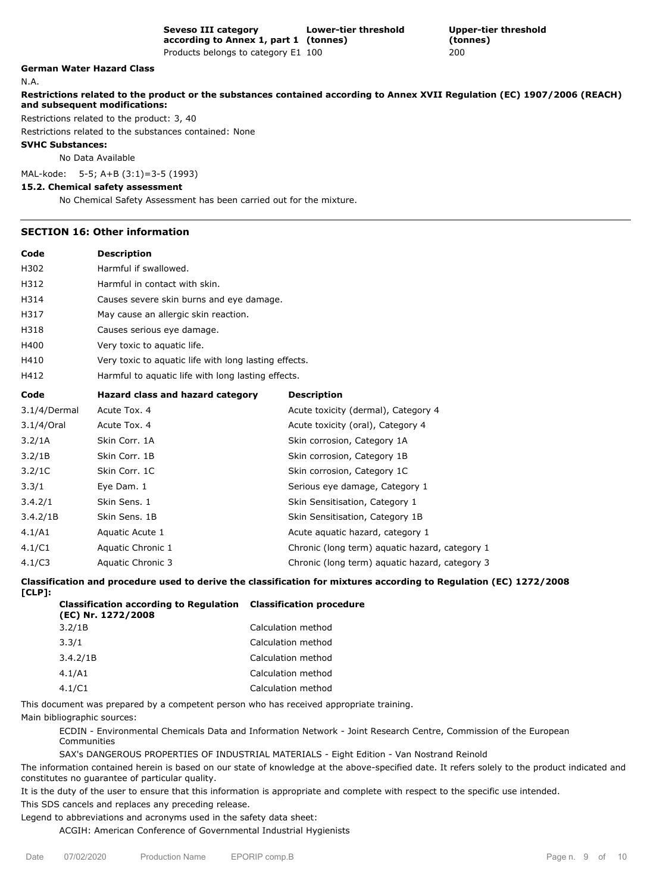| Seveso III category according to Annex 1, part 1 | Lower-tier threshold (tonnes) | Upper-tier threshold (tonnes) |
|---|---|---|
| Products belongs to category E1 | 100 | 200 |

**German Water Hazard Class**

N.A.

**Restrictions related to the product or the substances contained according to Annex XVII Regulation (EC) 1907/2006 (REACH) and subsequent modifications:**

Restrictions related to the product: 3, 40

Restrictions related to the substances contained: None

**SVHC Substances:**

No Data Available

MAL-kode: 5-5; A+B (3:1)=3-5 (1993)

**15.2. Chemical safety assessment**

No Chemical Safety Assessment has been carried out for the mixture.

## SECTION 16: Other information

| Code | Description |
|---|---|
| H302 | Harmful if swallowed. |
| H312 | Harmful in contact with skin. |
| H314 | Causes severe skin burns and eye damage. |
| H317 | May cause an allergic skin reaction. |
| H318 | Causes serious eye damage. |
| H400 | Very toxic to aquatic life. |
| H410 | Very toxic to aquatic life with long lasting effects. |
| H412 | Harmful to aquatic life with long lasting effects. |

| Code | Hazard class and hazard category | Description |
|---|---|---|
| 3.1/4/Dermal | Acute Tox. 4 | Acute toxicity (dermal), Category 4 |
| 3.1/4/Oral | Acute Tox. 4 | Acute toxicity (oral), Category 4 |
| 3.2/1A | Skin Corr. 1A | Skin corrosion, Category 1A |
| 3.2/1B | Skin Corr. 1B | Skin corrosion, Category 1B |
| 3.2/1C | Skin Corr. 1C | Skin corrosion, Category 1C |
| 3.3/1 | Eye Dam. 1 | Serious eye damage, Category 1 |
| 3.4.2/1 | Skin Sens. 1 | Skin Sensitisation, Category 1 |
| 3.4.2/1B | Skin Sens. 1B | Skin Sensitisation, Category 1B |
| 4.1/A1 | Aquatic Acute 1 | Acute aquatic hazard, category 1 |
| 4.1/C1 | Aquatic Chronic 1 | Chronic (long term) aquatic hazard, category 1 |
| 4.1/C3 | Aquatic Chronic 3 | Chronic (long term) aquatic hazard, category 3 |

**Classification and procedure used to derive the classification for mixtures according to Regulation (EC) 1272/2008 [CLP]:**

| Classification according to Regulation (EC) Nr. 1272/2008 | Classification procedure |
|---|---|
| 3.2/1B | Calculation method |
| 3.3/1 | Calculation method |
| 3.4.2/1B | Calculation method |
| 4.1/A1 | Calculation method |
| 4.1/C1 | Calculation method |

This document was prepared by a competent person who has received appropriate training.

Main bibliographic sources:

ECDIN - Environmental Chemicals Data and Information Network - Joint Research Centre, Commission of the European Communities

SAX's DANGEROUS PROPERTIES OF INDUSTRIAL MATERIALS - Eight Edition - Van Nostrand Reinold

The information contained herein is based on our state of knowledge at the above-specified date. It refers solely to the product indicated and constitutes no guarantee of particular quality.

It is the duty of the user to ensure that this information is appropriate and complete with respect to the specific use intended.

This SDS cancels and replaces any preceding release.

Legend to abbreviations and acronyms used in the safety data sheet:

ACGIH: American Conference of Governmental Industrial Hygienists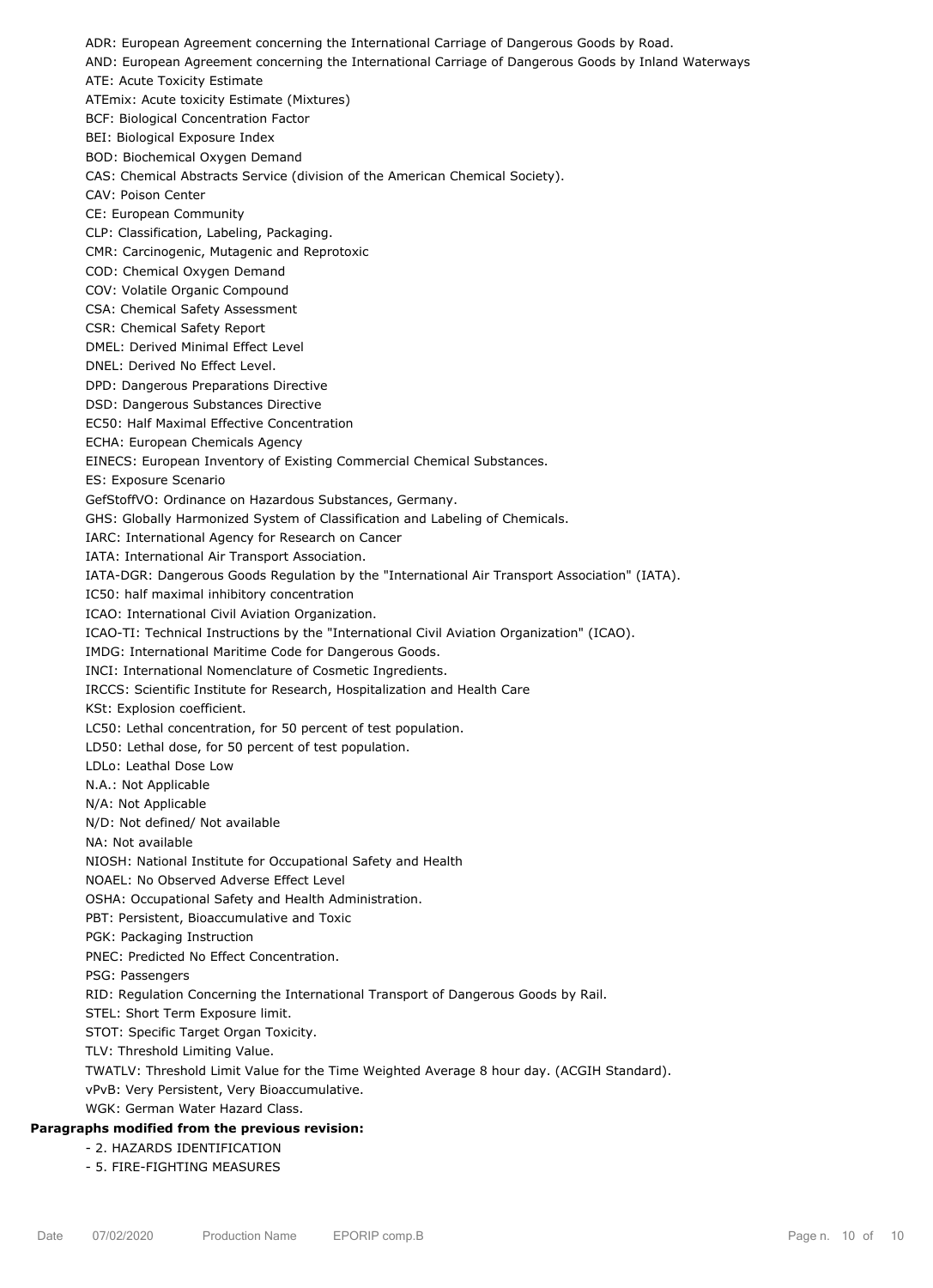ADR: European Agreement concerning the International Carriage of Dangerous Goods by Road.

AND: European Agreement concerning the International Carriage of Dangerous Goods by Inland Waterways

ATE: Acute Toxicity Estimate

ATEmix: Acute toxicity Estimate (Mixtures)

BCF: Biological Concentration Factor

BEI: Biological Exposure Index

BOD: Biochemical Oxygen Demand

CAS: Chemical Abstracts Service (division of the American Chemical Society).

CAV: Poison Center

CE: European Community

CLP: Classification, Labeling, Packaging.

CMR: Carcinogenic, Mutagenic and Reprotoxic

COD: Chemical Oxygen Demand

COV: Volatile Organic Compound

CSA: Chemical Safety Assessment

CSR: Chemical Safety Report

DMEL: Derived Minimal Effect Level

DNEL: Derived No Effect Level.

DPD: Dangerous Preparations Directive

DSD: Dangerous Substances Directive

EC50: Half Maximal Effective Concentration

ECHA: European Chemicals Agency

EINECS: European Inventory of Existing Commercial Chemical Substances.

ES: Exposure Scenario

GefStoffVO: Ordinance on Hazardous Substances, Germany.

GHS: Globally Harmonized System of Classification and Labeling of Chemicals.

IARC: International Agency for Research on Cancer

IATA: International Air Transport Association.

IATA-DGR: Dangerous Goods Regulation by the "International Air Transport Association" (IATA).

IC50: half maximal inhibitory concentration

ICAO: International Civil Aviation Organization.

ICAO-TI: Technical Instructions by the "International Civil Aviation Organization" (ICAO).

IMDG: International Maritime Code for Dangerous Goods.

INCI: International Nomenclature of Cosmetic Ingredients.

IRCCS: Scientific Institute for Research, Hospitalization and Health Care

KSt: Explosion coefficient.

LC50: Lethal concentration, for 50 percent of test population.

LD50: Lethal dose, for 50 percent of test population.

LDLo: Leathal Dose Low

N.A.: Not Applicable

N/A: Not Applicable

N/D: Not defined/ Not available

NA: Not available

NIOSH: National Institute for Occupational Safety and Health

NOAEL: No Observed Adverse Effect Level

OSHA: Occupational Safety and Health Administration.

PBT: Persistent, Bioaccumulative and Toxic

PGK: Packaging Instruction

PNEC: Predicted No Effect Concentration.

PSG: Passengers

RID: Regulation Concerning the International Transport of Dangerous Goods by Rail.

STEL: Short Term Exposure limit.

STOT: Specific Target Organ Toxicity.

TLV: Threshold Limiting Value.

TWATLV: Threshold Limit Value for the Time Weighted Average 8 hour day. (ACGIH Standard).

vPvB: Very Persistent, Very Bioaccumulative.

WGK: German Water Hazard Class.

**Paragraphs modified from the previous revision:**

- 2. HAZARDS IDENTIFICATION
- 5. FIRE-FIGHTING MEASURES